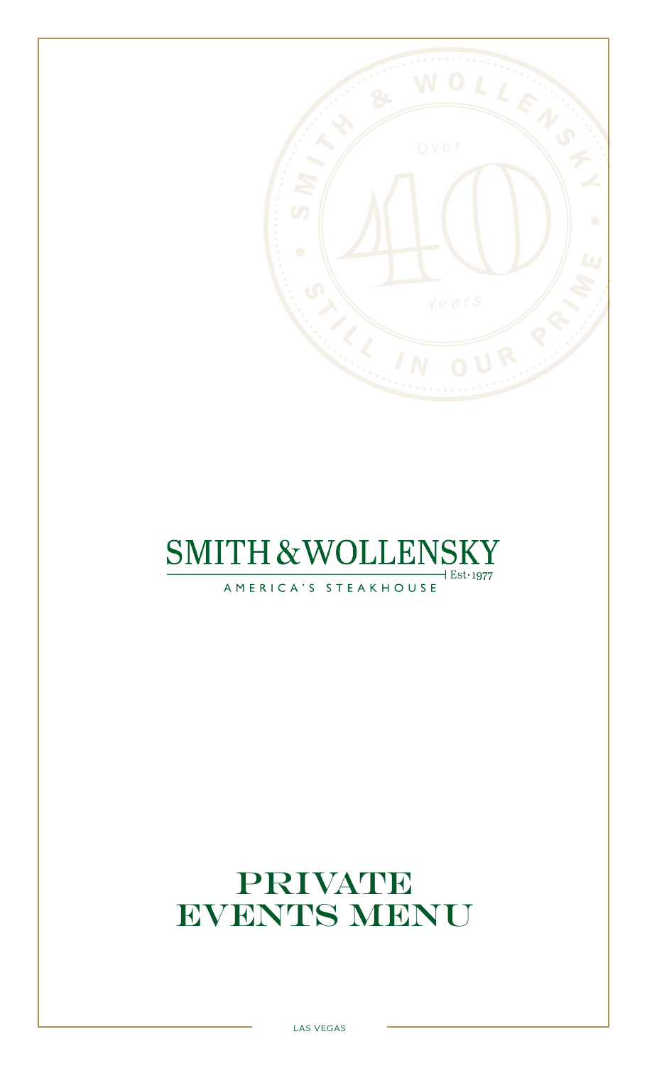SMITH & WOLLENSKY · STILL IN OUR PRIME · Over 40 Years

# SMITH & WOLLENSKY

Est·1977

AMERICA'S STEAKHOUSE

# PRIVATE EVENTS MENU

LAS VEGAS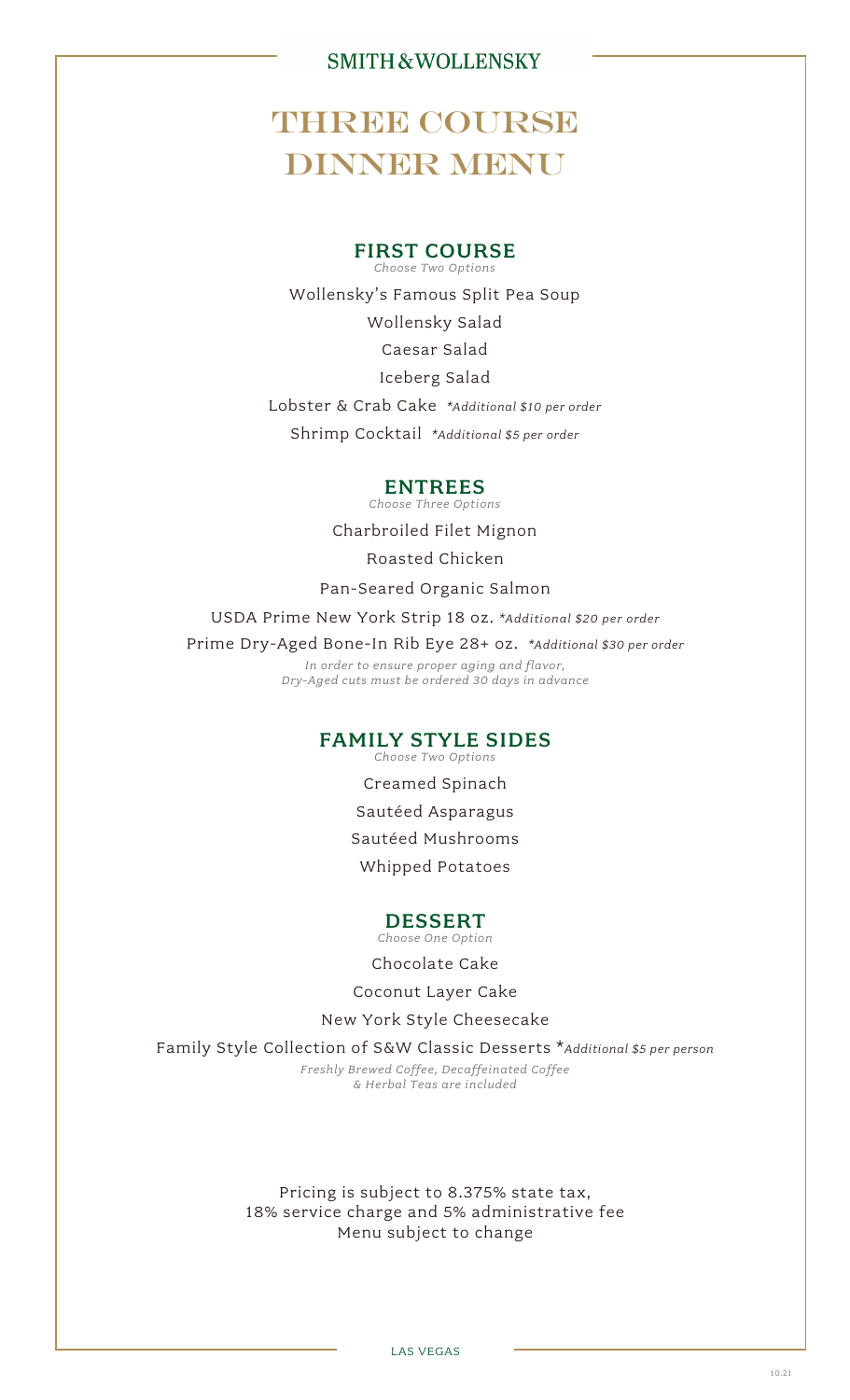SMITH&WOLLENSKY

# THREE COURSE DINNER MENU

## FIRST COURSE

*Choose Two Options*

Wollensky's Famous Split Pea Soup

Wollensky Salad

Caesar Salad

Iceberg Salad

Lobster & Crab Cake *\*Additional $10 per order*

Shrimp Cocktail *\*Additional $5 per order*

## ENTREES

*Choose Three Options*

Charbroiled Filet Mignon

Roasted Chicken

Pan-Seared Organic Salmon

USDA Prime New York Strip 18 oz. *\*Additional $20 per order*

Prime Dry-Aged Bone-In Rib Eye 28+ oz. *\*Additional $30 per order*

*In order to ensure proper aging and flavor, Dry-Aged cuts must be ordered 30 days in advance*

## FAMILY STYLE SIDES

*Choose Two Options*

Creamed Spinach

Sautéed Asparagus

Sautéed Mushrooms

Whipped Potatoes

## DESSERT

*Choose One Option*

Chocolate Cake

Coconut Layer Cake

New York Style Cheesecake

Family Style Collection of S&W Classic Desserts *\*Additional $5 per person*

*Freshly Brewed Coffee, Decaffeinated Coffee & Herbal Teas are included*

Pricing is subject to 8.375% state tax, 18% service charge and 5% administrative fee
Menu subject to change

LAS VEGAS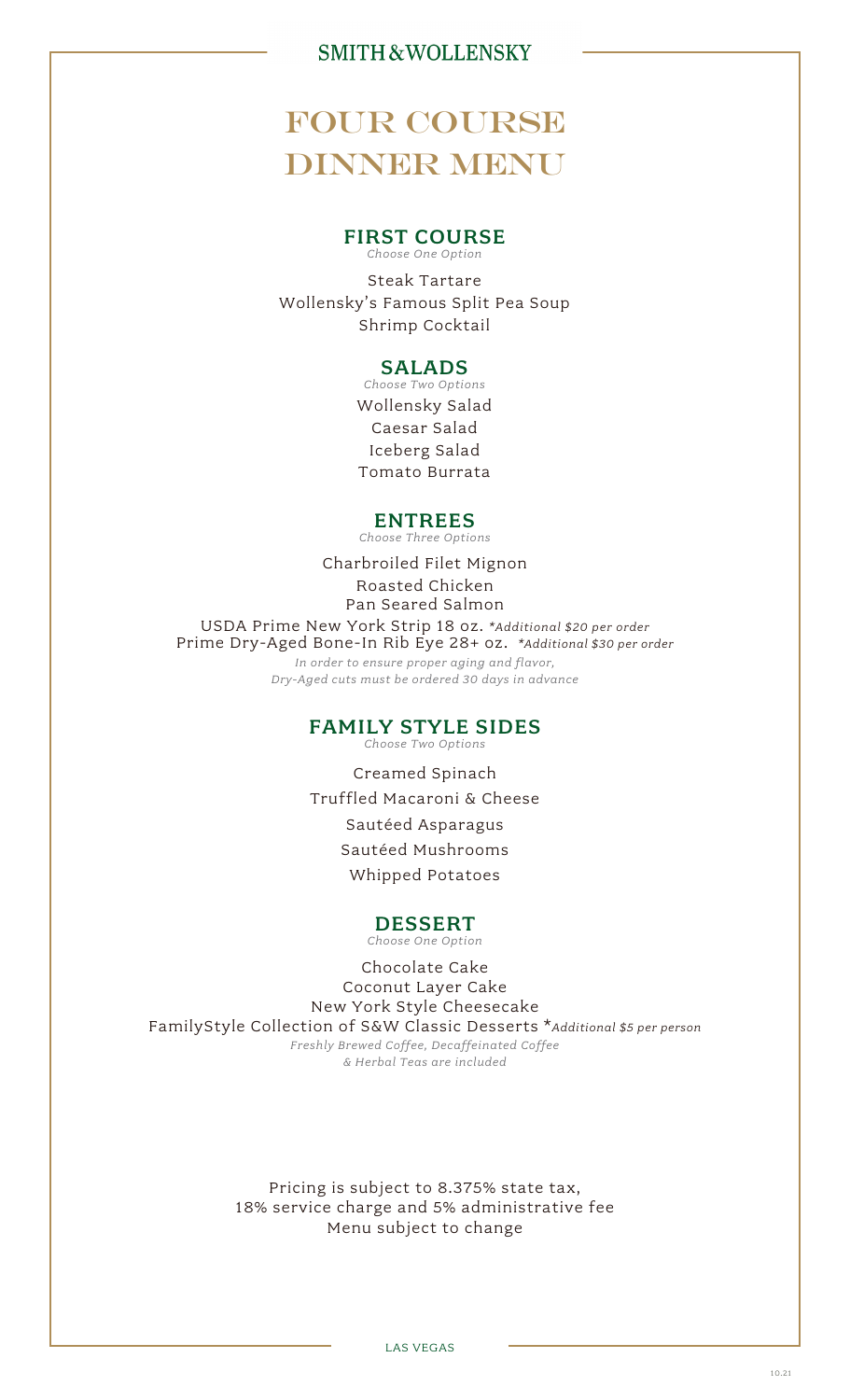SMITH & WOLLENSKY

# FOUR COURSE DINNER MENU

## FIRST COURSE

*Choose One Option*

Steak Tartare
Wollensky's Famous Split Pea Soup
Shrimp Cocktail

## SALADS

*Choose Two Options*

Wollensky Salad
Caesar Salad
Iceberg Salad
Tomato Burrata

## ENTREES

*Choose Three Options*

Charbroiled Filet Mignon
Roasted Chicken
Pan Seared Salmon
USDA Prime New York Strip 18 oz. *\*Additional $20 per order*
Prime Dry-Aged Bone-In Rib Eye 28+ oz. *\*Additional $30 per order*

*In order to ensure proper aging and flavor, Dry-Aged cuts must be ordered 30 days in advance*

## FAMILY STYLE SIDES

*Choose Two Options*

Creamed Spinach
Truffled Macaroni & Cheese
Sautéed Asparagus
Sautéed Mushrooms
Whipped Potatoes

## DESSERT

*Choose One Option*

Chocolate Cake
Coconut Layer Cake
New York Style Cheesecake
FamilyStyle Collection of S&W Classic Desserts *\*Additional $5 per person*

*Freshly Brewed Coffee, Decaffeinated Coffee & Herbal Teas are included*

Pricing is subject to 8.375% state tax, 18% service charge and 5% administrative fee
Menu subject to change

LAS VEGAS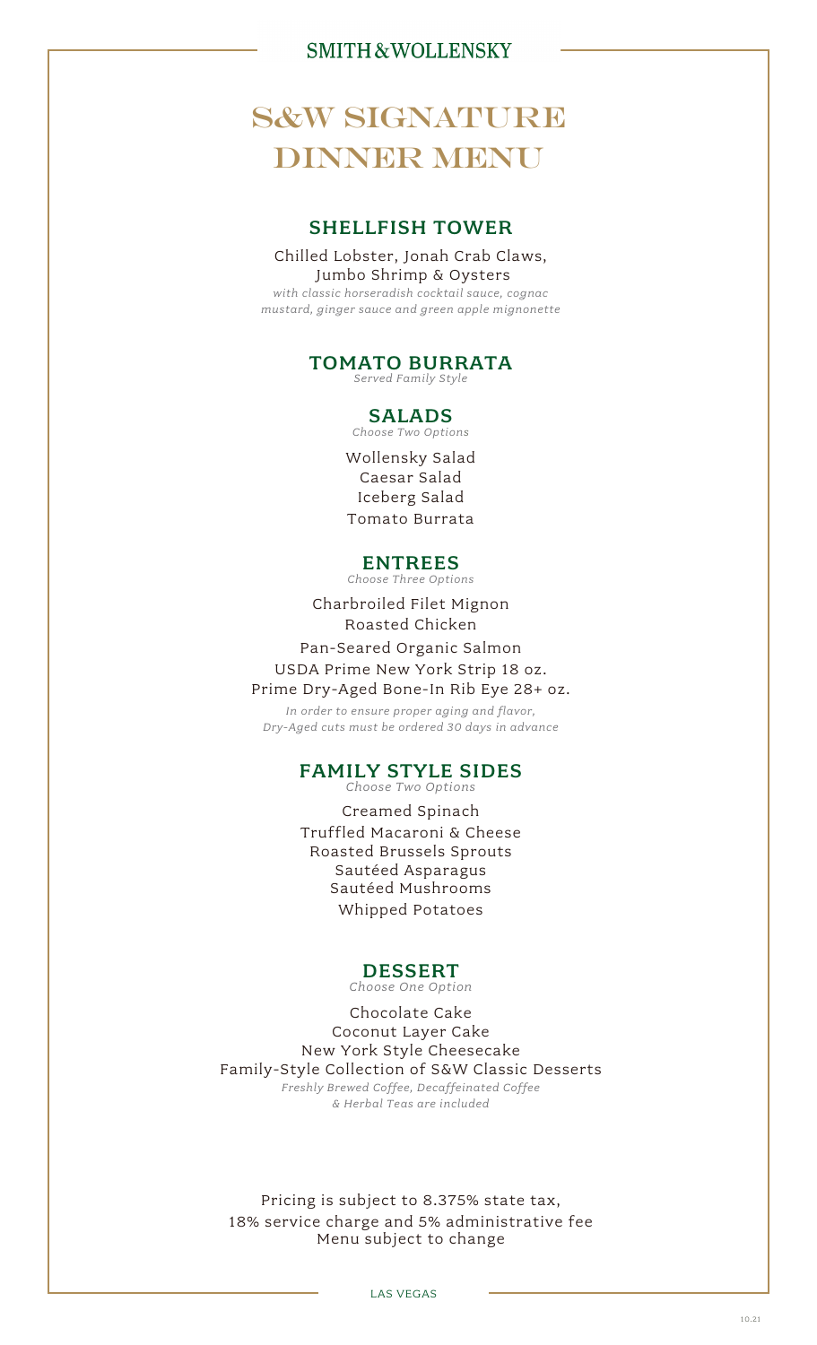SMITH & WOLLENSKY

# S&W SIGNATURE DINNER MENU

## SHELLFISH TOWER

Chilled Lobster, Jonah Crab Claws,
Jumbo Shrimp & Oysters

*with classic horseradish cocktail sauce, cognac mustard, ginger sauce and green apple mignonette*

## TOMATO BURRATA

*Served Family Style*

## SALADS

*Choose Two Options*

Wollensky Salad
Caesar Salad
Iceberg Salad
Tomato Burrata

## ENTREES

*Choose Three Options*

Charbroiled Filet Mignon
Roasted Chicken
Pan-Seared Organic Salmon
USDA Prime New York Strip 18 oz.
Prime Dry-Aged Bone-In Rib Eye 28+ oz.

*In order to ensure proper aging and flavor, Dry-Aged cuts must be ordered 30 days in advance*

## FAMILY STYLE SIDES

*Choose Two Options*

Creamed Spinach
Truffled Macaroni & Cheese
Roasted Brussels Sprouts
Sautéed Asparagus
Sautéed Mushrooms
Whipped Potatoes

## DESSERT

*Choose One Option*

Chocolate Cake
Coconut Layer Cake
New York Style Cheesecake
Family-Style Collection of S&W Classic Desserts

*Freshly Brewed Coffee, Decaffeinated Coffee & Herbal Teas are included*

Pricing is subject to 8.375% state tax,
18% service charge and 5% administrative fee
Menu subject to change

LAS VEGAS

10.21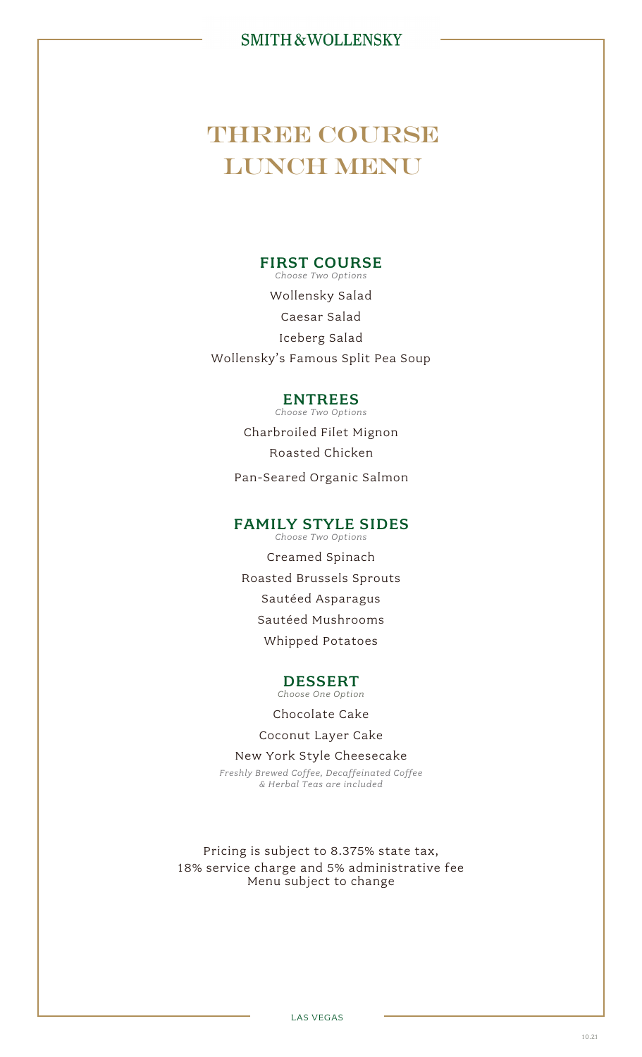SMITH&WOLLENSKY

# THREE COURSE LUNCH MENU

## FIRST COURSE

*Choose Two Options*

Wollensky Salad

Caesar Salad

Iceberg Salad

Wollensky's Famous Split Pea Soup

## ENTREES

*Choose Two Options*

Charbroiled Filet Mignon

Roasted Chicken

Pan-Seared Organic Salmon

## FAMILY STYLE SIDES

*Choose Two Options*

Creamed Spinach

Roasted Brussels Sprouts

Sautéed Asparagus

Sautéed Mushrooms

Whipped Potatoes

## DESSERT

*Choose One Option*

Chocolate Cake

Coconut Layer Cake

New York Style Cheesecake

*Freshly Brewed Coffee, Decaffeinated Coffee & Herbal Teas are included*

Pricing is subject to 8.375% state tax,
18% service charge and 5% administrative fee
Menu subject to change

LAS VEGAS

10.21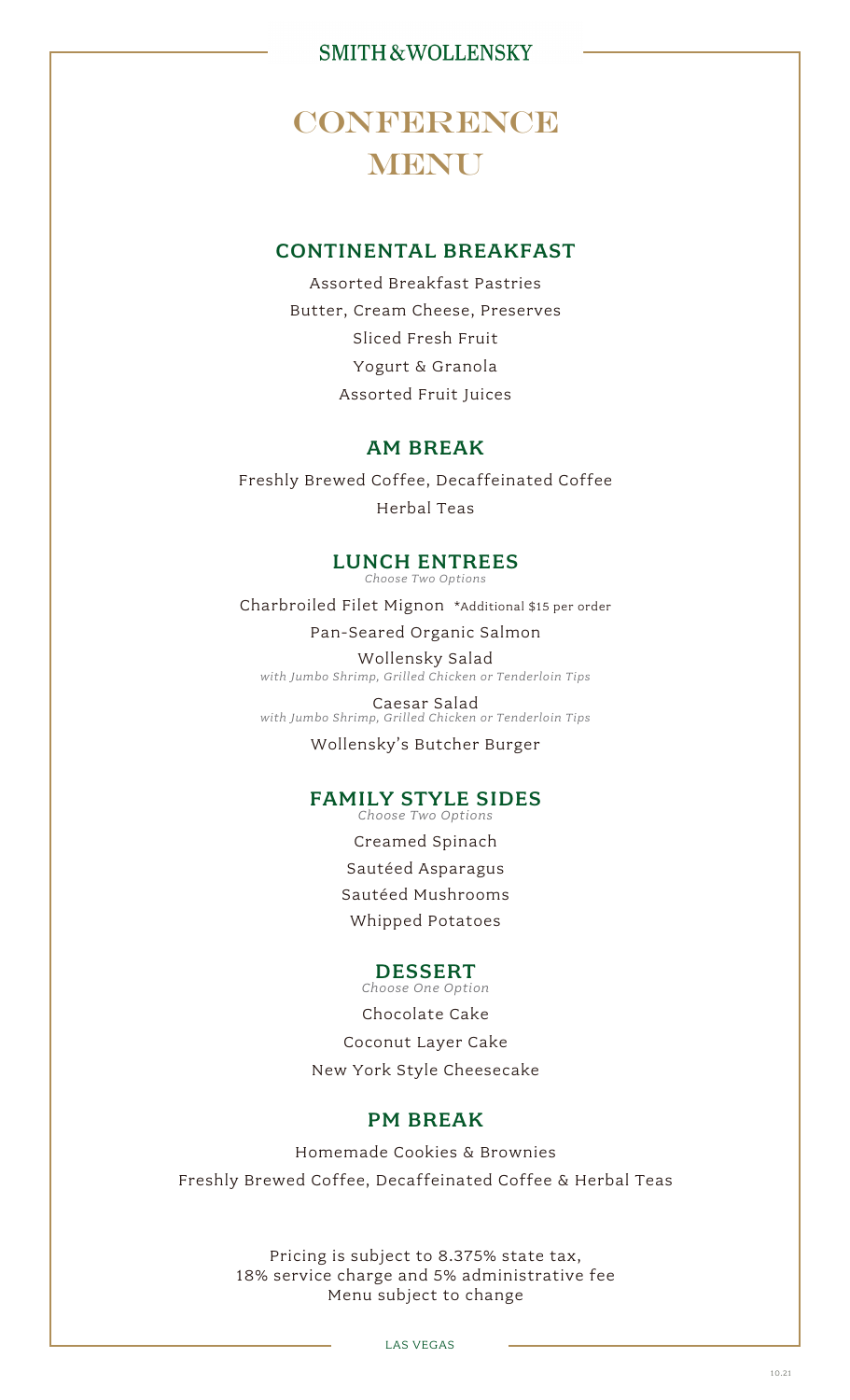SMITH&WOLLENSKY

# CONFERENCE MENU

## CONTINENTAL BREAKFAST

Assorted Breakfast Pastries

Butter, Cream Cheese, Preserves

Sliced Fresh Fruit

Yogurt & Granola

Assorted Fruit Juices

## AM BREAK

Freshly Brewed Coffee, Decaffeinated Coffee

Herbal Teas

## LUNCH ENTREES

*Choose Two Options*

Charbroiled Filet Mignon *Additional $15 per order

Pan-Seared Organic Salmon

Wollensky Salad
*with Jumbo Shrimp, Grilled Chicken or Tenderloin Tips*

Caesar Salad
*with Jumbo Shrimp, Grilled Chicken or Tenderloin Tips*

Wollensky's Butcher Burger

## FAMILY STYLE SIDES

*Choose Two Options*

Creamed Spinach

Sautéed Asparagus

Sautéed Mushrooms

Whipped Potatoes

## DESSERT

*Choose One Option*

Chocolate Cake

Coconut Layer Cake

New York Style Cheesecake

## PM BREAK

Homemade Cookies & Brownies

Freshly Brewed Coffee, Decaffeinated Coffee & Herbal Teas

Pricing is subject to 8.375% state tax,
18% service charge and 5% administrative fee
Menu subject to change

LAS VEGAS

10.21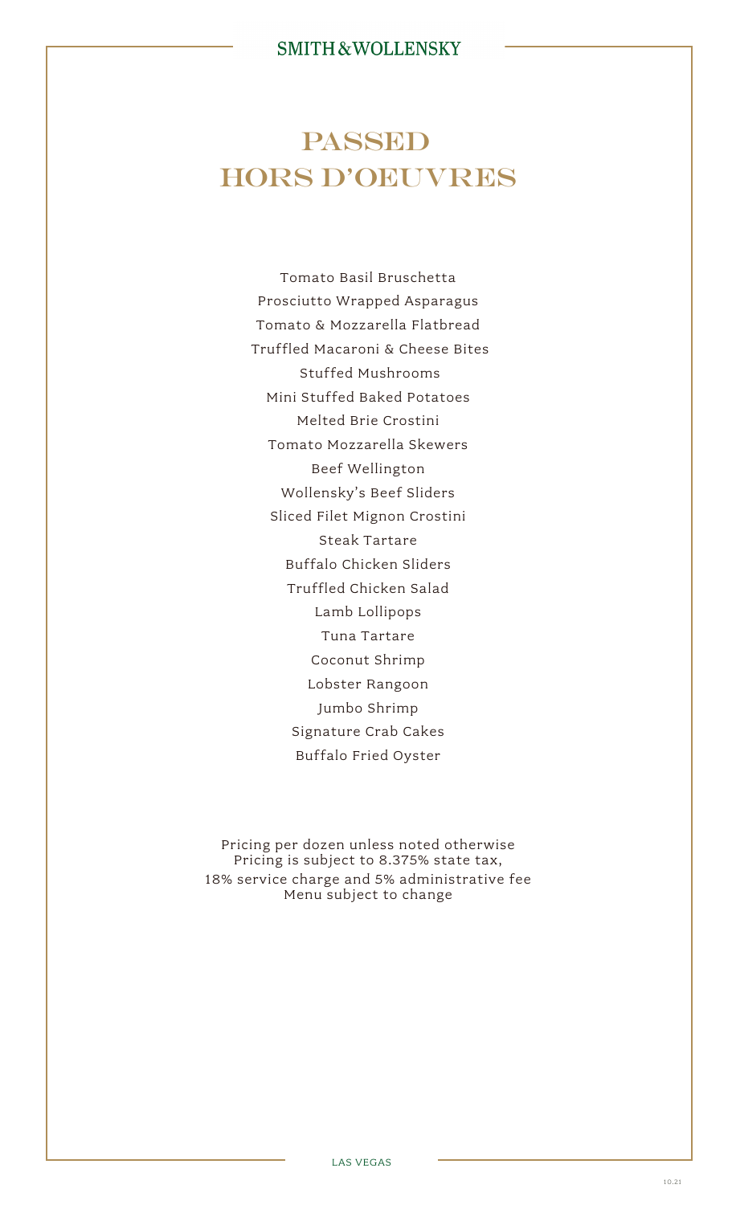# PASSED HORS D'OEUVRES

Tomato Basil Bruschetta
Prosciutto Wrapped Asparagus
Tomato & Mozzarella Flatbread
Truffled Macaroni & Cheese Bites
Stuffed Mushrooms
Mini Stuffed Baked Potatoes
Melted Brie Crostini
Tomato Mozzarella Skewers
Beef Wellington
Wollensky's Beef Sliders
Sliced Filet Mignon Crostini
Steak Tartare
Buffalo Chicken Sliders
Truffled Chicken Salad
Lamb Lollipops
Tuna Tartare
Coconut Shrimp
Lobster Rangoon
Jumbo Shrimp
Signature Crab Cakes
Buffalo Fried Oyster

Pricing per dozen unless noted otherwise
Pricing is subject to 8.375% state tax,
18% service charge and 5% administrative fee
Menu subject to change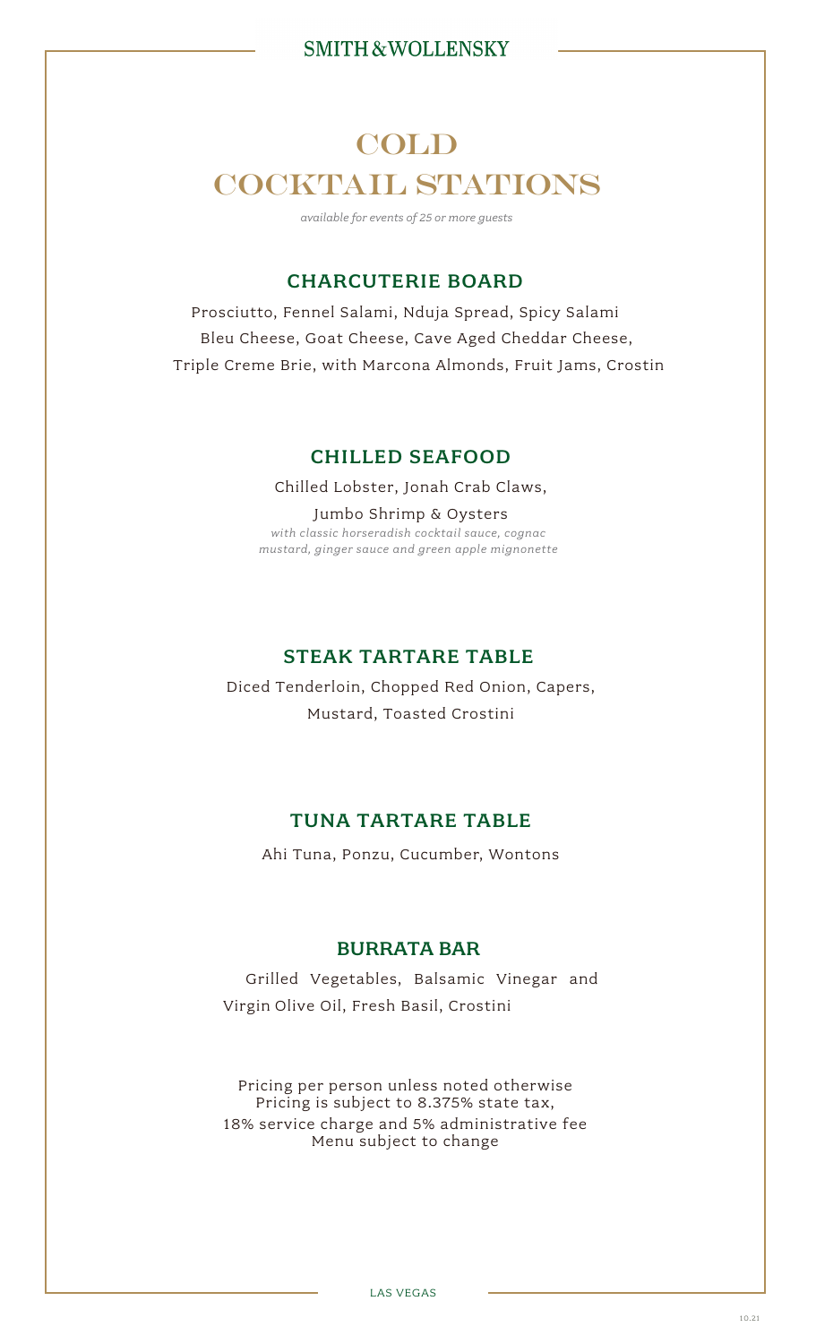# COLD COCKTAIL STATIONS

*available for events of 25 or more guests*

## CHARCUTERIE BOARD

Prosciutto, Fennel Salami, Nduja Spread, Spicy Salami
Bleu Cheese, Goat Cheese, Cave Aged Cheddar Cheese,
Triple Creme Brie, with Marcona Almonds, Fruit Jams, Crostin

## CHILLED SEAFOOD

Chilled Lobster, Jonah Crab Claws,
Jumbo Shrimp & Oysters
*with classic horseradish cocktail sauce, cognac mustard, ginger sauce and green apple mignonette*

## STEAK TARTARE TABLE

Diced Tenderloin, Chopped Red Onion, Capers,
Mustard, Toasted Crostini

## TUNA TARTARE TABLE

Ahi Tuna, Ponzu, Cucumber, Wontons

## BURRATA BAR

Grilled Vegetables, Balsamic Vinegar and
Virgin Olive Oil, Fresh Basil, Crostini

Pricing per person unless noted otherwise
Pricing is subject to 8.375% state tax,
18% service charge and 5% administrative fee
Menu subject to change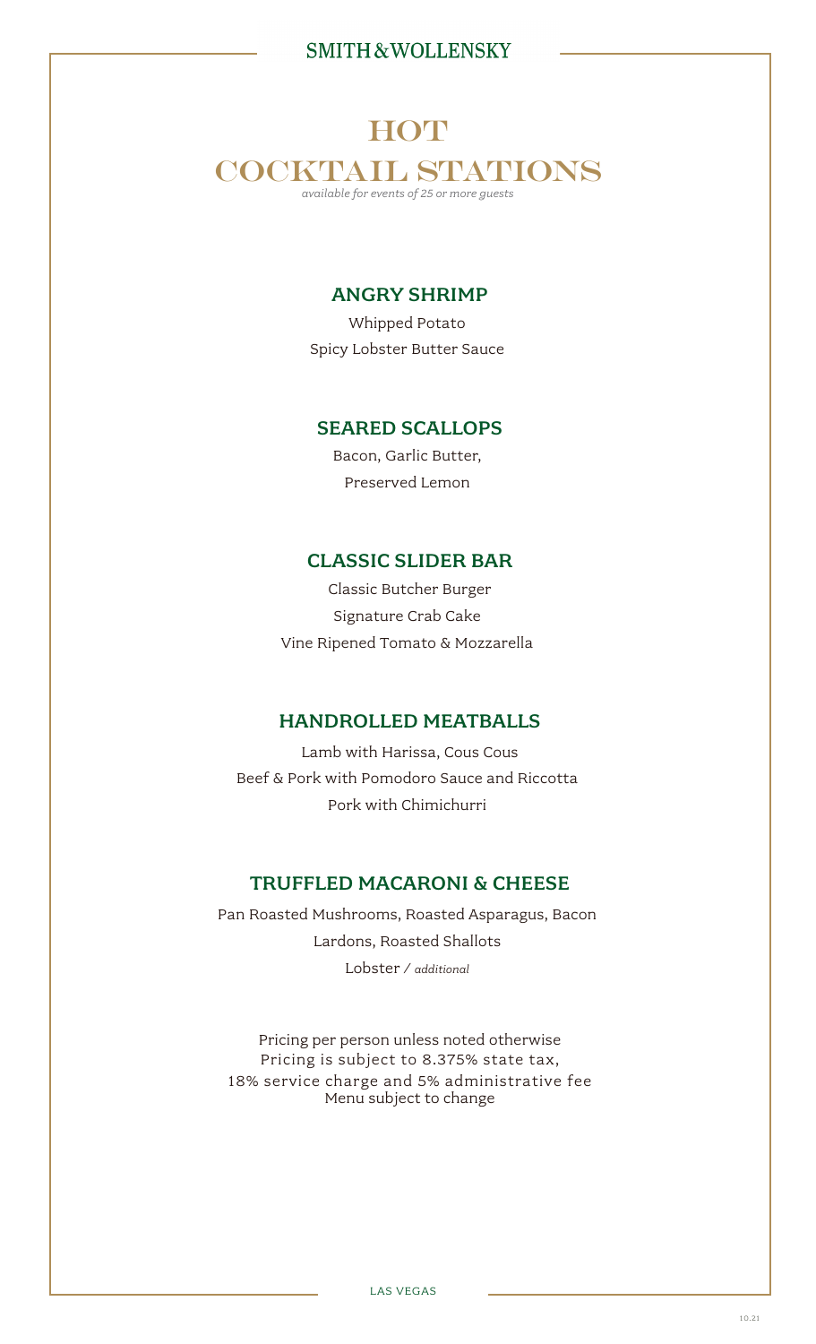SMITH & WOLLENSKY

# HOT COCKTAIL STATIONS

*available for events of 25 or more guests*

## ANGRY SHRIMP

Whipped Potato

Spicy Lobster Butter Sauce

## SEARED SCALLOPS

Bacon, Garlic Butter,

Preserved Lemon

## CLASSIC SLIDER BAR

Classic Butcher Burger

Signature Crab Cake

Vine Ripened Tomato & Mozzarella

## HANDROLLED MEATBALLS

Lamb with Harissa, Cous Cous

Beef & Pork with Pomodoro Sauce and Riccotta

Pork with Chimichurri

## TRUFFLED MACARONI & CHEESE

Pan Roasted Mushrooms, Roasted Asparagus, Bacon

Lardons, Roasted Shallots

Lobster / *additional*

Pricing per person unless noted otherwise

Pricing is subject to 8.375% state tax,

18% service charge and 5% administrative fee

Menu subject to change

LAS VEGAS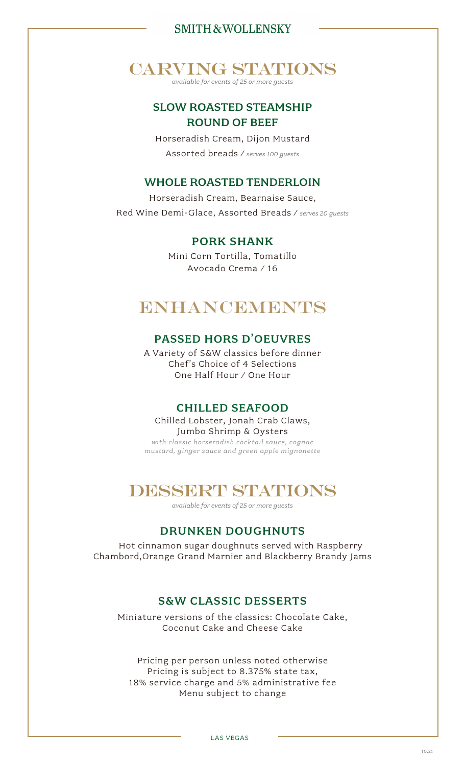# SMITH & WOLLENSKY

## CARVING STATIONS

*available for events of 25 or more guests*

### SLOW ROASTED STEAMSHIP ROUND OF BEEF

Horseradish Cream, Dijon Mustard

Assorted breads / *serves 100 guests*

### WHOLE ROASTED TENDERLOIN

Horseradish Cream, Bearnaise Sauce,
Red Wine Demi-Glace, Assorted Breads / *serves 20 guests*

### PORK SHANK

Mini Corn Tortilla, Tomatillo
Avocado Crema / 16

## ENHANCEMENTS

### PASSED HORS D'OEUVRES

A Variety of S&W classics before dinner
Chef's Choice of 4 Selections
One Half Hour / One Hour

### CHILLED SEAFOOD

Chilled Lobster, Jonah Crab Claws,
Jumbo Shrimp & Oysters

*with classic horseradish cocktail sauce, cognac mustard, ginger sauce and green apple mignonette*

## DESSERT STATIONS

*available for events of 25 or more guests*

### DRUNKEN DOUGHNUTS

Hot cinnamon sugar doughnuts served with Raspberry Chambord,Orange Grand Marnier and Blackberry Brandy Jams

### S&W CLASSIC DESSERTS

Miniature versions of the classics: Chocolate Cake, Coconut Cake and Cheese Cake

Pricing per person unless noted otherwise
Pricing is subject to 8.375% state tax,
18% service charge and 5% administrative fee
Menu subject to change

LAS VEGAS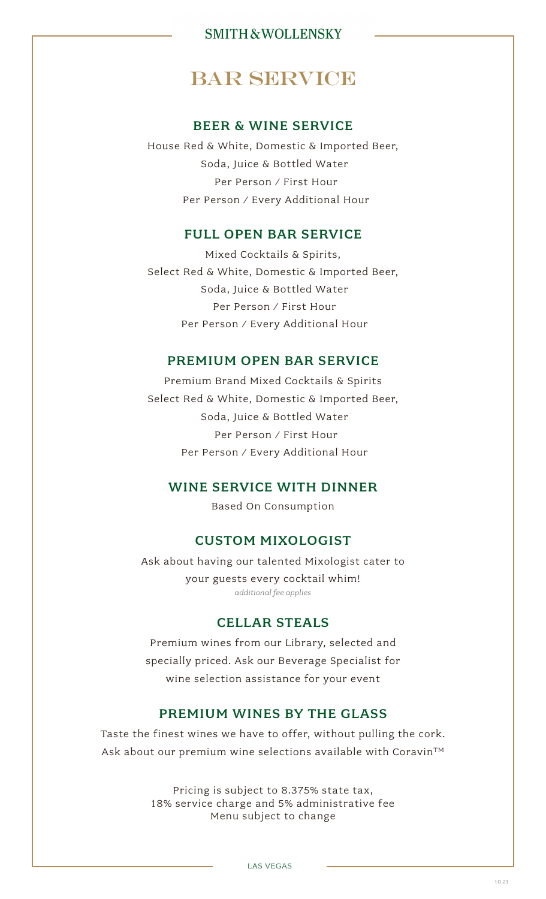SMITH & WOLLENSKY

# BAR SERVICE

## BEER & WINE SERVICE

House Red & White, Domestic & Imported Beer,
Soda, Juice & Bottled Water
Per Person / First Hour
Per Person / Every Additional Hour

## FULL OPEN BAR SERVICE

Mixed Cocktails & Spirits,
Select Red & White, Domestic & Imported Beer,
Soda, Juice & Bottled Water
Per Person / First Hour
Per Person / Every Additional Hour

## PREMIUM OPEN BAR SERVICE

Premium Brand Mixed Cocktails & Spirits
Select Red & White, Domestic & Imported Beer,
Soda, Juice & Bottled Water
Per Person / First Hour
Per Person / Every Additional Hour

## WINE SERVICE WITH DINNER

Based On Consumption

## CUSTOM MIXOLOGIST

Ask about having our talented Mixologist cater to
your guests every cocktail whim!
*additional fee applies*

## CELLAR STEALS

Premium wines from our Library, selected and
specially priced. Ask our Beverage Specialist for
wine selection assistance for your event

## PREMIUM WINES BY THE GLASS

Taste the finest wines we have to offer, without pulling the cork.
Ask about our premium wine selections available with Coravin™

Pricing is subject to 8.375% state tax,
18% service charge and 5% administrative fee
Menu subject to change

LAS VEGAS

10.21